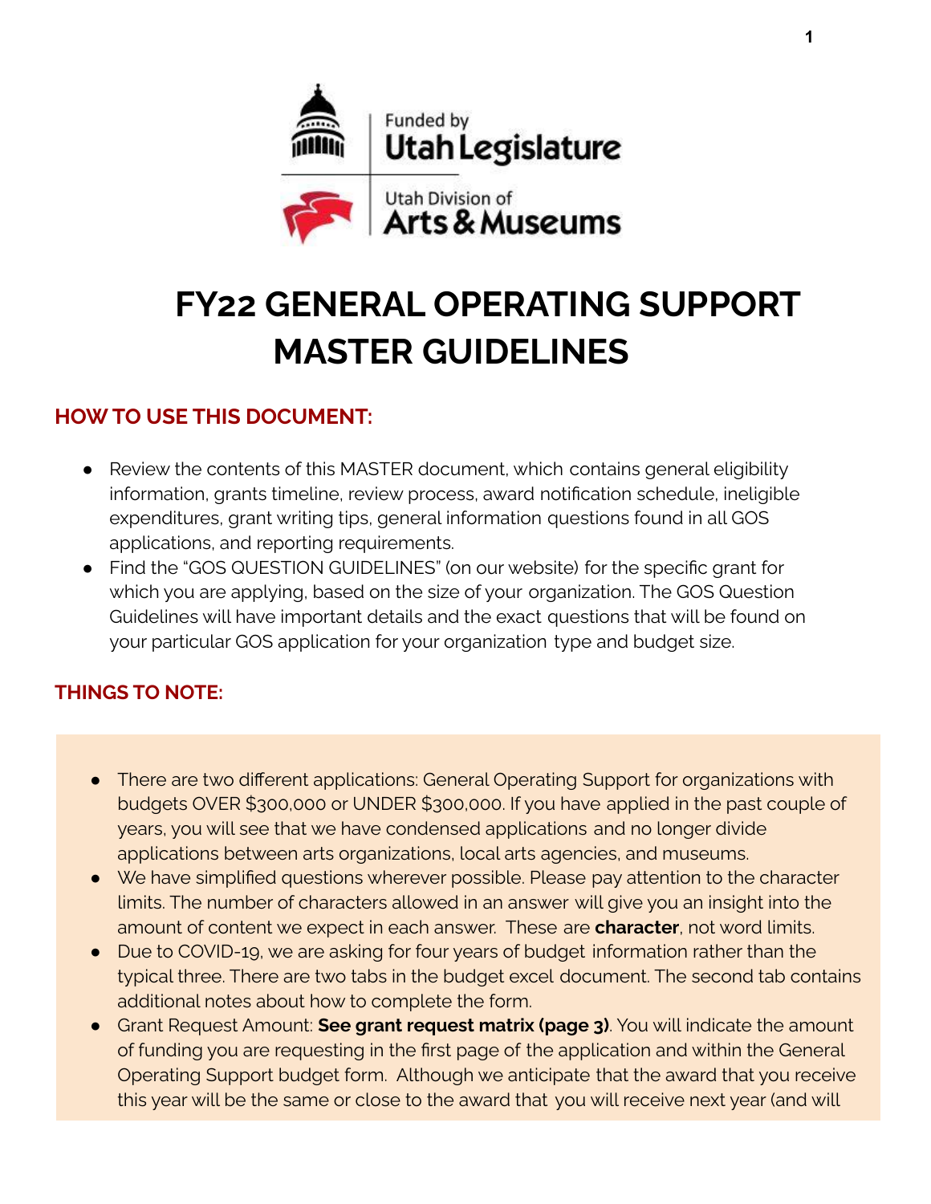Funded by
Utah Legislature

Utah Division of
Arts & Museums

# FY22 GENERAL OPERATING SUPPORT MASTER GUIDELINES

## HOW TO USE THIS DOCUMENT:

- Review the contents of this MASTER document, which contains general eligibility information, grants timeline, review process, award notification schedule, ineligible expenditures, grant writing tips, general information questions found in all GOS applications, and reporting requirements.
- Find the "GOS QUESTION GUIDELINES" (on our website) for the specific grant for which you are applying, based on the size of your organization. The GOS Question Guidelines will have important details and the exact questions that will be found on your particular GOS application for your organization type and budget size.

## THINGS TO NOTE:

- There are two different applications: General Operating Support for organizations with budgets OVER $300,000 or UNDER $300,000. If you have applied in the past couple of years, you will see that we have condensed applications and no longer divide applications between arts organizations, local arts agencies, and museums.
- We have simplified questions wherever possible. Please pay attention to the character limits. The number of characters allowed in an answer will give you an insight into the amount of content we expect in each answer. These are **character**, not word limits.
- Due to COVID-19, we are asking for four years of budget information rather than the typical three. There are two tabs in the budget excel document. The second tab contains additional notes about how to complete the form.
- Grant Request Amount: **See grant request matrix (page 3)**. You will indicate the amount of funding you are requesting in the first page of the application and within the General Operating Support budget form. Although we anticipate that the award that you receive this year will be the same or close to the award that you will receive next year (and will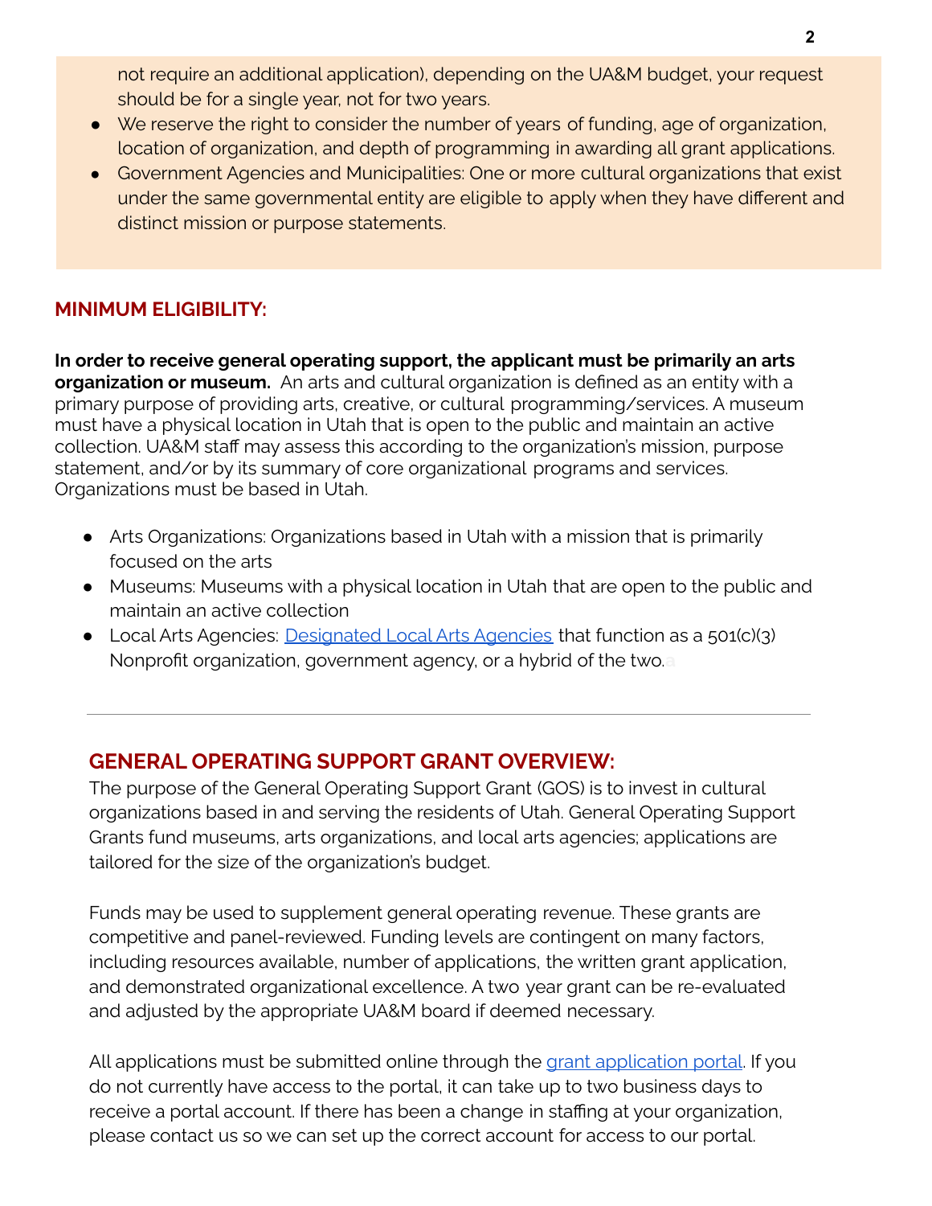not require an additional application), depending on the UA&M budget, your request should be for a single year, not for two years.

- We reserve the right to consider the number of years of funding, age of organization, location of organization, and depth of programming in awarding all grant applications.
- Government Agencies and Municipalities: One or more cultural organizations that exist under the same governmental entity are eligible to apply when they have different and distinct mission or purpose statements.

## MINIMUM ELIGIBILITY:

**In order to receive general operating support, the applicant must be primarily an arts organization or museum.** An arts and cultural organization is defined as an entity with a primary purpose of providing arts, creative, or cultural programming/services. A museum must have a physical location in Utah that is open to the public and maintain an active collection. UA&M staff may assess this according to the organization's mission, purpose statement, and/or by its summary of core organizational programs and services. Organizations must be based in Utah.

- Arts Organizations: Organizations based in Utah with a mission that is primarily focused on the arts
- Museums: Museums with a physical location in Utah that are open to the public and maintain an active collection
- Local Arts Agencies: [Designated Local Arts Agencies]() that function as a 501(c)(3) Nonprofit organization, government agency, or a hybrid of the two.

---

## GENERAL OPERATING SUPPORT GRANT OVERVIEW:

The purpose of the General Operating Support Grant (GOS) is to invest in cultural organizations based in and serving the residents of Utah. General Operating Support Grants fund museums, arts organizations, and local arts agencies; applications are tailored for the size of the organization's budget.

Funds may be used to supplement general operating revenue. These grants are competitive and panel-reviewed. Funding levels are contingent on many factors, including resources available, number of applications, the written grant application, and demonstrated organizational excellence. A two year grant can be re-evaluated and adjusted by the appropriate UA&M board if deemed necessary.

All applications must be submitted online through the [grant application portal](). If you do not currently have access to the portal, it can take up to two business days to receive a portal account. If there has been a change in staffing at your organization, please contact us so we can set up the correct account for access to our portal.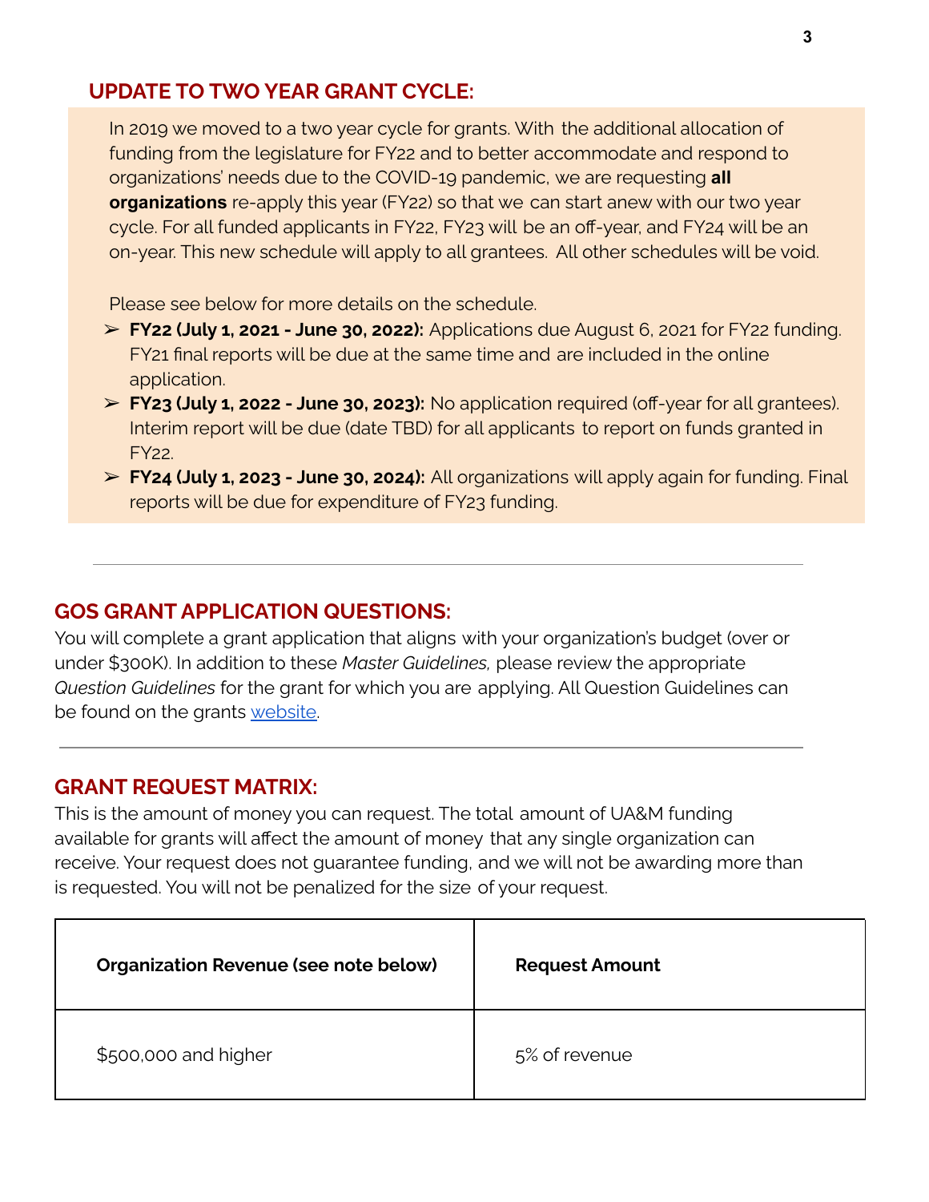## UPDATE TO TWO YEAR GRANT CYCLE:

In 2019 we moved to a two year cycle for grants. With the additional allocation of funding from the legislature for FY22 and to better accommodate and respond to organizations' needs due to the COVID-19 pandemic, we are requesting **all organizations** re-apply this year (FY22) so that we can start anew with our two year cycle. For all funded applicants in FY22, FY23 will be an off-year, and FY24 will be an on-year. This new schedule will apply to all grantees. All other schedules will be void.

Please see below for more details on the schedule.

- **FY22 (July 1, 2021 - June 30, 2022):** Applications due August 6, 2021 for FY22 funding. FY21 final reports will be due at the same time and are included in the online application.
- **FY23 (July 1, 2022 - June 30, 2023):** No application required (off-year for all grantees). Interim report will be due (date TBD) for all applicants to report on funds granted in FY22.
- **FY24 (July 1, 2023 - June 30, 2024):** All organizations will apply again for funding. Final reports will be due for expenditure of FY23 funding.

---

## GOS GRANT APPLICATION QUESTIONS:

You will complete a grant application that aligns with your organization's budget (over or under $300K). In addition to these *Master Guidelines,* please review the appropriate *Question Guidelines* for the grant for which you are applying. All Question Guidelines can be found on the grants website.

---

## GRANT REQUEST MATRIX:

This is the amount of money you can request. The total amount of UA&M funding available for grants will affect the amount of money that any single organization can receive. Your request does not guarantee funding, and we will not be awarding more than is requested. You will not be penalized for the size of your request.

| **Organization Revenue (see note below)** | **Request Amount** |
|---|---|
| $500,000 and higher | 5% of revenue |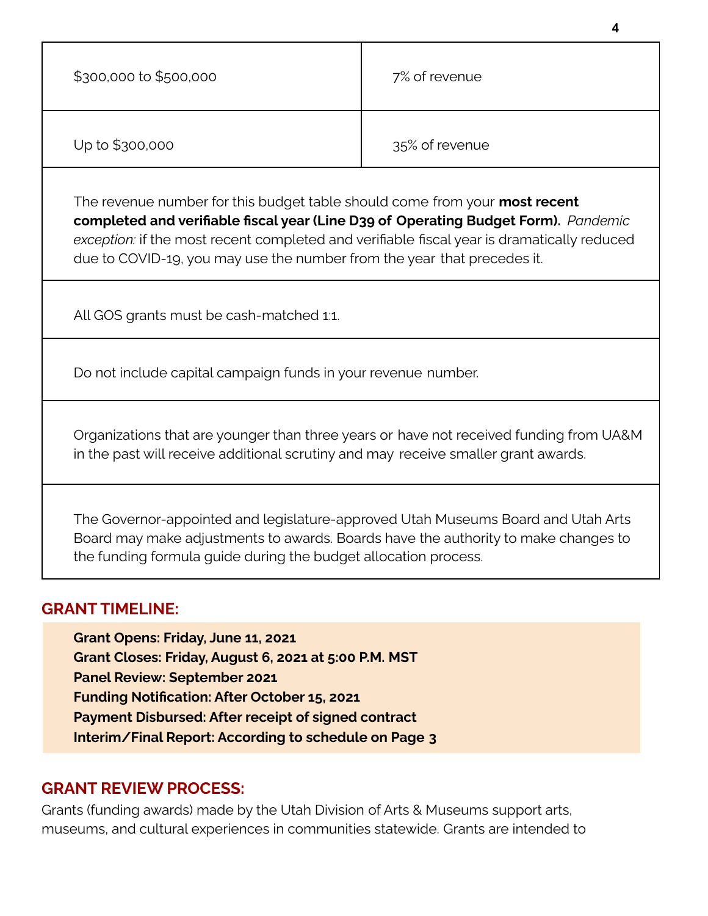| | |
|---|---|
| $300,000 to $500,000 | 7% of revenue |
| Up to $300,000 | 35% of revenue |

The revenue number for this budget table should come from your **most recent completed and verifiable fiscal year (Line D39 of Operating Budget Form).** *Pandemic exception:* if the most recent completed and verifiable fiscal year is dramatically reduced due to COVID-19, you may use the number from the year that precedes it.

All GOS grants must be cash-matched 1:1.

Do not include capital campaign funds in your revenue number.

Organizations that are younger than three years or have not received funding from UA&M in the past will receive additional scrutiny and may receive smaller grant awards.

The Governor-appointed and legislature-approved Utah Museums Board and Utah Arts Board may make adjustments to awards. Boards have the authority to make changes to the funding formula guide during the budget allocation process.

## GRANT TIMELINE:

**Grant Opens: Friday, June 11, 2021**
**Grant Closes: Friday, August 6, 2021 at 5:00 P.M. MST**
**Panel Review: September 2021**
**Funding Notification: After October 15, 2021**
**Payment Disbursed: After receipt of signed contract**
**Interim/Final Report: According to schedule on Page 3**

## GRANT REVIEW PROCESS:

Grants (funding awards) made by the Utah Division of Arts & Museums support arts, museums, and cultural experiences in communities statewide. Grants are intended to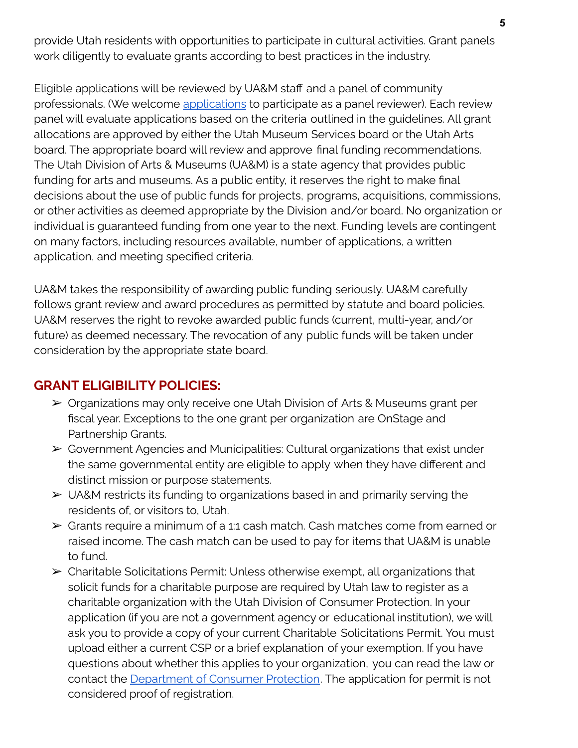provide Utah residents with opportunities to participate in cultural activities. Grant panels work diligently to evaluate grants according to best practices in the industry.

Eligible applications will be reviewed by UA&M staff and a panel of community professionals. (We welcome [applications](applications) to participate as a panel reviewer). Each review panel will evaluate applications based on the criteria outlined in the guidelines. All grant allocations are approved by either the Utah Museum Services board or the Utah Arts board. The appropriate board will review and approve final funding recommendations. The Utah Division of Arts & Museums (UA&M) is a state agency that provides public funding for arts and museums. As a public entity, it reserves the right to make final decisions about the use of public funds for projects, programs, acquisitions, commissions, or other activities as deemed appropriate by the Division and/or board. No organization or individual is guaranteed funding from one year to the next. Funding levels are contingent on many factors, including resources available, number of applications, a written application, and meeting specified criteria.

UA&M takes the responsibility of awarding public funding seriously. UA&M carefully follows grant review and award procedures as permitted by statute and board policies. UA&M reserves the right to revoke awarded public funds (current, multi-year, and/or future) as deemed necessary. The revocation of any public funds will be taken under consideration by the appropriate state board.

## GRANT ELIGIBILITY POLICIES:

- Organizations may only receive one Utah Division of Arts & Museums grant per fiscal year. Exceptions to the one grant per organization are OnStage and Partnership Grants.
- Government Agencies and Municipalities: Cultural organizations that exist under the same governmental entity are eligible to apply when they have different and distinct mission or purpose statements.
- UA&M restricts its funding to organizations based in and primarily serving the residents of, or visitors to, Utah.
- Grants require a minimum of a 1:1 cash match. Cash matches come from earned or raised income. The cash match can be used to pay for items that UA&M is unable to fund.
- Charitable Solicitations Permit: Unless otherwise exempt, all organizations that solicit funds for a charitable purpose are required by Utah law to register as a charitable organization with the Utah Division of Consumer Protection. In your application (if you are not a government agency or educational institution), we will ask you to provide a copy of your current Charitable Solicitations Permit. You must upload either a current CSP or a brief explanation of your exemption. If you have questions about whether this applies to your organization, you can read the law or contact the [Department of Consumer Protection](Department of Consumer Protection). The application for permit is not considered proof of registration.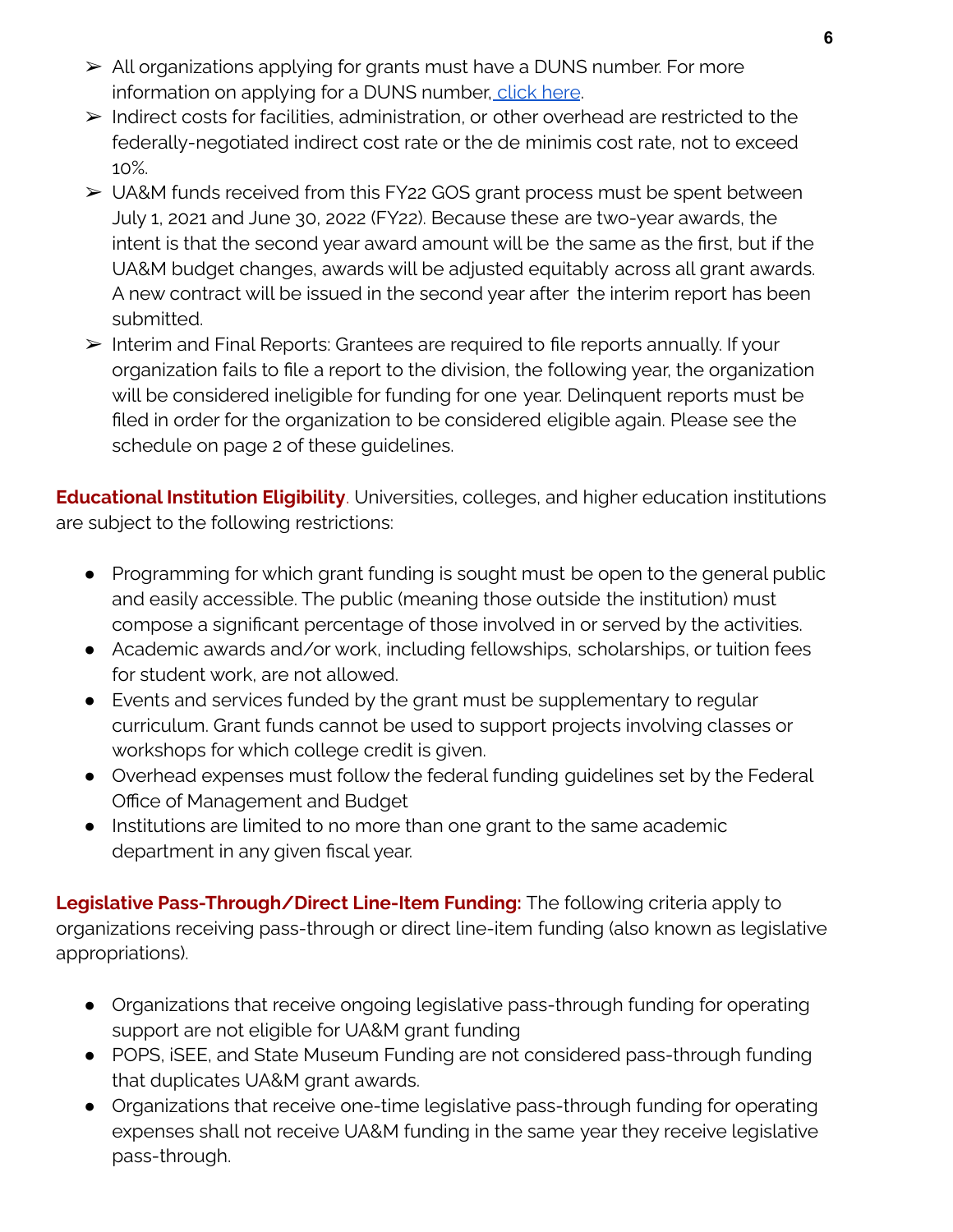- All organizations applying for grants must have a DUNS number. For more information on applying for a DUNS number, [click here](#).
- Indirect costs for facilities, administration, or other overhead are restricted to the federally-negotiated indirect cost rate or the de minimis cost rate, not to exceed 10%.
- UA&M funds received from this FY22 GOS grant process must be spent between July 1, 2021 and June 30, 2022 (FY22). Because these are two-year awards, the intent is that the second year award amount will be the same as the first, but if the UA&M budget changes, awards will be adjusted equitably across all grant awards. A new contract will be issued in the second year after the interim report has been submitted.
- Interim and Final Reports: Grantees are required to file reports annually. If your organization fails to file a report to the division, the following year, the organization will be considered ineligible for funding for one year. Delinquent reports must be filed in order for the organization to be considered eligible again. Please see the schedule on page 2 of these guidelines.

**Educational Institution Eligibility**. Universities, colleges, and higher education institutions are subject to the following restrictions:

- Programming for which grant funding is sought must be open to the general public and easily accessible. The public (meaning those outside the institution) must compose a significant percentage of those involved in or served by the activities.
- Academic awards and/or work, including fellowships, scholarships, or tuition fees for student work, are not allowed.
- Events and services funded by the grant must be supplementary to regular curriculum. Grant funds cannot be used to support projects involving classes or workshops for which college credit is given.
- Overhead expenses must follow the federal funding guidelines set by the Federal Office of Management and Budget
- Institutions are limited to no more than one grant to the same academic department in any given fiscal year.

**Legislative Pass-Through/Direct Line-Item Funding:** The following criteria apply to organizations receiving pass-through or direct line-item funding (also known as legislative appropriations).

- Organizations that receive ongoing legislative pass-through funding for operating support are not eligible for UA&M grant funding
- POPS, iSEE, and State Museum Funding are not considered pass-through funding that duplicates UA&M grant awards.
- Organizations that receive one-time legislative pass-through funding for operating expenses shall not receive UA&M funding in the same year they receive legislative pass-through.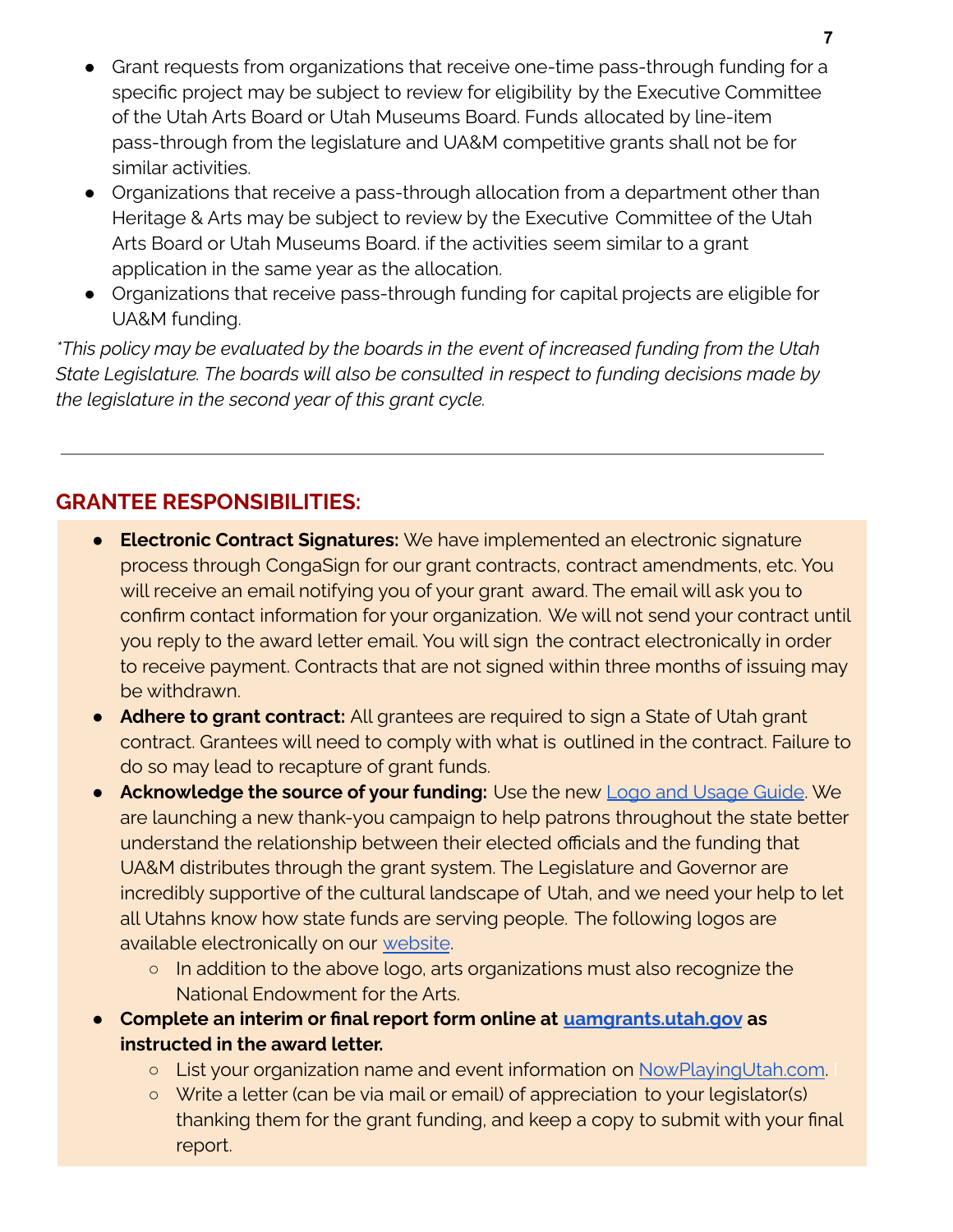- Grant requests from organizations that receive one-time pass-through funding for a specific project may be subject to review for eligibility by the Executive Committee of the Utah Arts Board or Utah Museums Board. Funds allocated by line-item pass-through from the legislature and UA&M competitive grants shall not be for similar activities.
- Organizations that receive a pass-through allocation from a department other than Heritage & Arts may be subject to review by the Executive Committee of the Utah Arts Board or Utah Museums Board. if the activities seem similar to a grant application in the same year as the allocation.
- Organizations that receive pass-through funding for capital projects are eligible for UA&M funding.

*\*This policy may be evaluated by the boards in the event of increased funding from the Utah State Legislature. The boards will also be consulted in respect to funding decisions made by the legislature in the second year of this grant cycle.*

---

## GRANTEE RESPONSIBILITIES:

- **Electronic Contract Signatures:** We have implemented an electronic signature process through CongaSign for our grant contracts, contract amendments, etc. You will receive an email notifying you of your grant award. The email will ask you to confirm contact information for your organization. We will not send your contract until you reply to the award letter email. You will sign the contract electronically in order to receive payment. Contracts that are not signed within three months of issuing may be withdrawn.
- **Adhere to grant contract:** All grantees are required to sign a State of Utah grant contract. Grantees will need to comply with what is outlined in the contract. Failure to do so may lead to recapture of grant funds.
- **Acknowledge the source of your funding:** Use the new [Logo and Usage Guide](). We are launching a new thank-you campaign to help patrons throughout the state better understand the relationship between their elected officials and the funding that UA&M distributes through the grant system. The Legislature and Governor are incredibly supportive of the cultural landscape of Utah, and we need your help to let all Utahns know how state funds are serving people. The following logos are available electronically on our [website]().
  - In addition to the above logo, arts organizations must also recognize the National Endowment for the Arts.
- **Complete an interim or final report form online at [uamgrants.utah.gov]() as instructed in the award letter.**
  - List your organization name and event information on [NowPlayingUtah.com]().
  - Write a letter (can be via mail or email) of appreciation to your legislator(s) thanking them for the grant funding, and keep a copy to submit with your final report.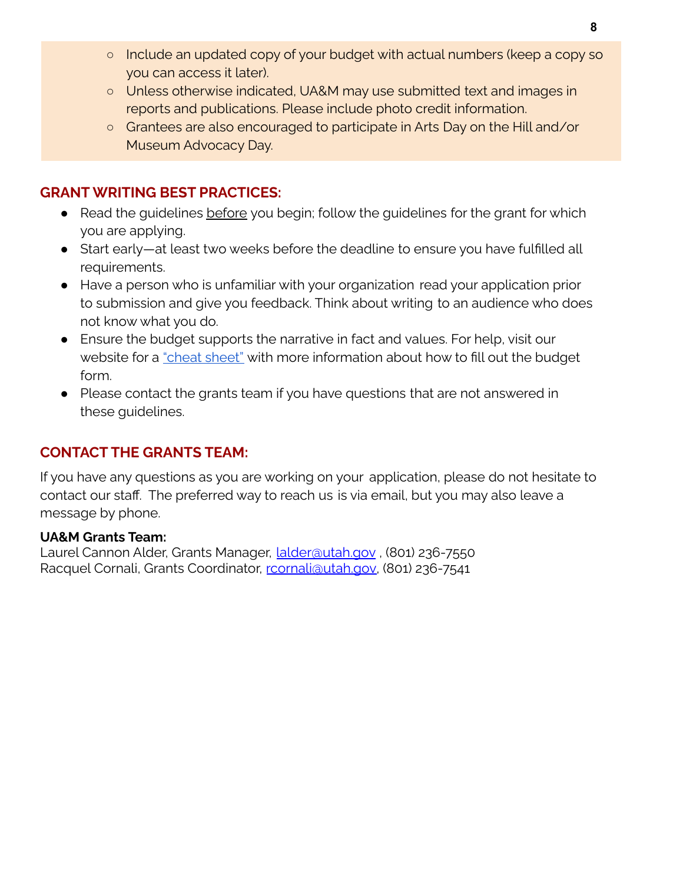- Include an updated copy of your budget with actual numbers (keep a copy so you can access it later).
- Unless otherwise indicated, UA&M may use submitted text and images in reports and publications. Please include photo credit information.
- Grantees are also encouraged to participate in Arts Day on the Hill and/or Museum Advocacy Day.

## GRANT WRITING BEST PRACTICES:

- Read the guidelines before you begin; follow the guidelines for the grant for which you are applying.
- Start early—at least two weeks before the deadline to ensure you have fulfilled all requirements.
- Have a person who is unfamiliar with your organization read your application prior to submission and give you feedback. Think about writing to an audience who does not know what you do.
- Ensure the budget supports the narrative in fact and values. For help, visit our website for a "cheat sheet" with more information about how to fill out the budget form.
- Please contact the grants team if you have questions that are not answered in these guidelines.

## CONTACT THE GRANTS TEAM:

If you have any questions as you are working on your application, please do not hesitate to contact our staff. The preferred way to reach us is via email, but you may also leave a message by phone.

**UA&M Grants Team:**
Laurel Cannon Alder, Grants Manager, lalder@utah.gov , (801) 236-7550
Racquel Cornali, Grants Coordinator, rcornali@utah.gov, (801) 236-7541